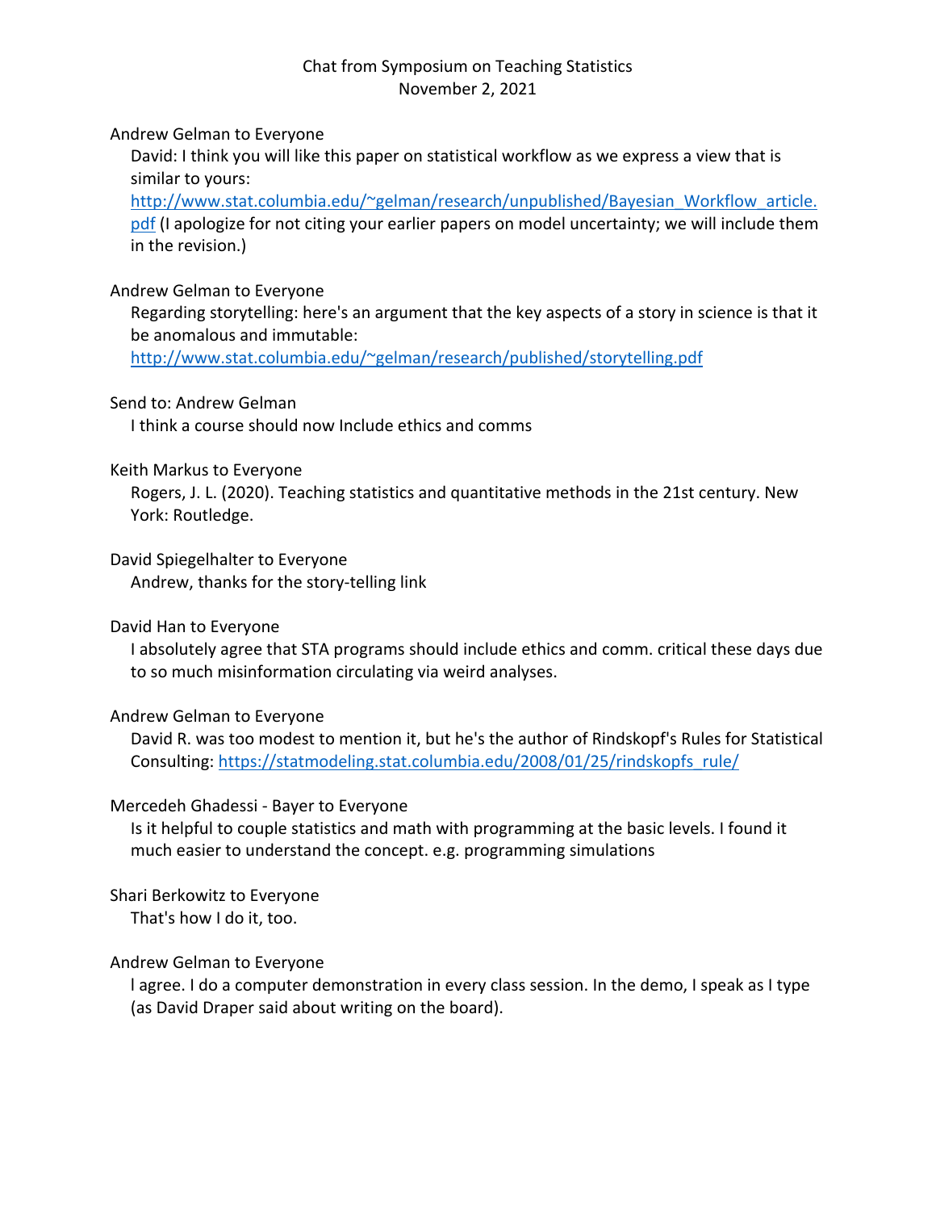Chat from Symposium on Teaching Statistics
November 2, 2021

Andrew Gelman to Everyone

David: I think you will like this paper on statistical workflow as we express a view that is similar to yours: http://www.stat.columbia.edu/~gelman/research/unpublished/Bayesian_Workflow_article.pdf (I apologize for not citing your earlier papers on model uncertainty; we will include them in the revision.)

Andrew Gelman to Everyone

Regarding storytelling: here's an argument that the key aspects of a story in science is that it be anomalous and immutable: http://www.stat.columbia.edu/~gelman/research/published/storytelling.pdf

Send to: Andrew Gelman

I think a course should now Include ethics and comms

Keith Markus to Everyone

Rogers, J. L. (2020). Teaching statistics and quantitative methods in the 21st century. New York: Routledge.

David Spiegelhalter to Everyone

Andrew, thanks for the story-telling link

David Han to Everyone

I absolutely agree that STA programs should include ethics and comm. critical these days due to so much misinformation circulating via weird analyses.

Andrew Gelman to Everyone

David R. was too modest to mention it, but he's the author of Rindskopf's Rules for Statistical Consulting: https://statmodeling.stat.columbia.edu/2008/01/25/rindskopfs_rule/

Mercedeh Ghadessi - Bayer to Everyone

Is it helpful to couple statistics and math with programming at the basic levels. I found it much easier to understand the concept. e.g. programming simulations

Shari Berkowitz to Everyone

That's how I do it, too.

Andrew Gelman to Everyone

I agree. I do a computer demonstration in every class session. In the demo, I speak as I type (as David Draper said about writing on the board).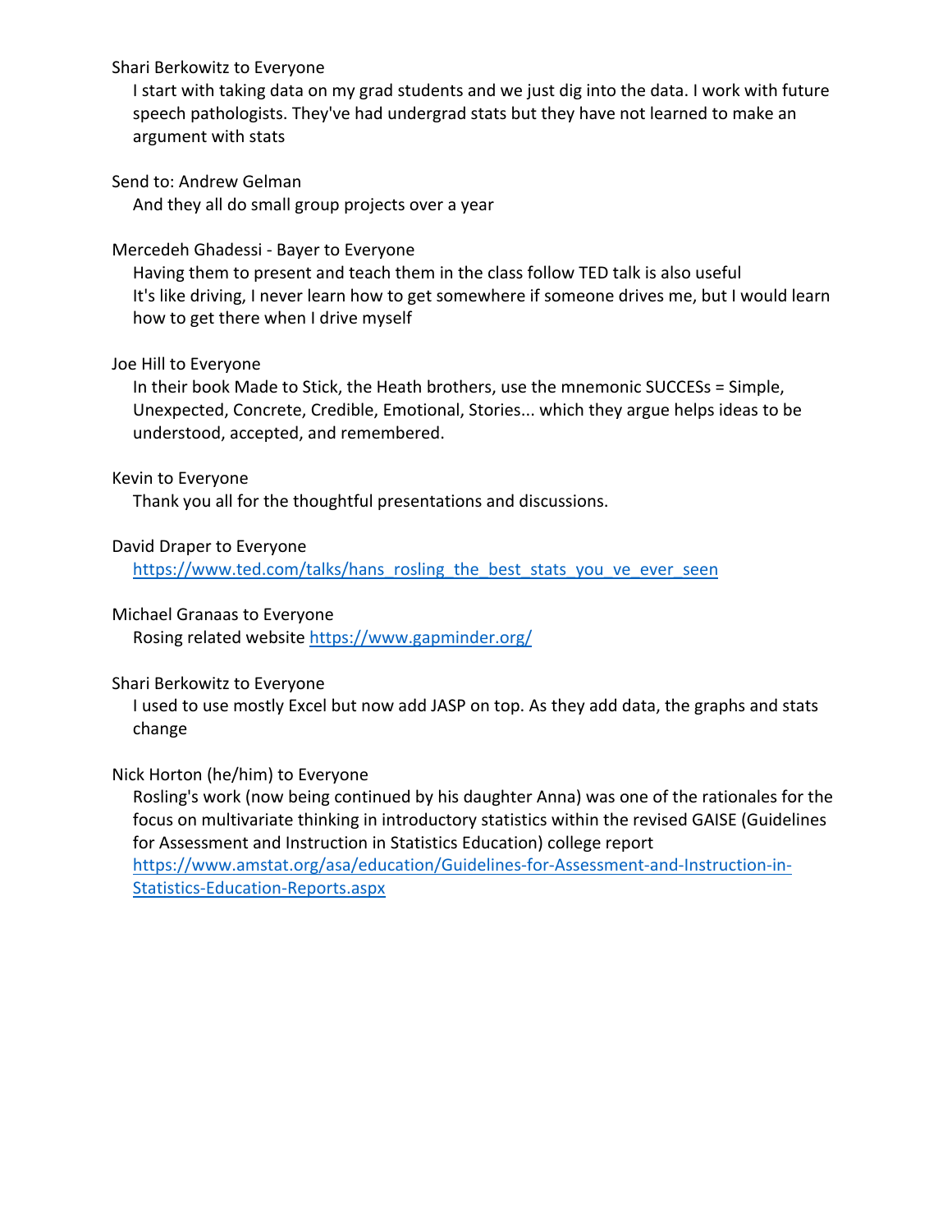Shari Berkowitz to Everyone

I start with taking data on my grad students and we just dig into the data. I work with future speech pathologists. They've had undergrad stats but they have not learned to make an argument with stats

Send to: Andrew Gelman

And they all do small group projects over a year

Mercedeh Ghadessi - Bayer to Everyone

Having them to present and teach them in the class follow TED talk is also useful
It's like driving, I never learn how to get somewhere if someone drives me, but I would learn how to get there when I drive myself

Joe Hill to Everyone

In their book Made to Stick, the Heath brothers, use the mnemonic SUCCESs = Simple, Unexpected, Concrete, Credible, Emotional, Stories... which they argue helps ideas to be understood, accepted, and remembered.

Kevin to Everyone

Thank you all for the thoughtful presentations and discussions.

David Draper to Everyone

https://www.ted.com/talks/hans_rosling_the_best_stats_you_ve_ever_seen

Michael Granaas to Everyone

Rosing related website https://www.gapminder.org/

Shari Berkowitz to Everyone

I used to use mostly Excel but now add JASP on top. As they add data, the graphs and stats change

Nick Horton (he/him) to Everyone

Rosling's work (now being continued by his daughter Anna) was one of the rationales for the focus on multivariate thinking in introductory statistics within the revised GAISE (Guidelines for Assessment and Instruction in Statistics Education) college report
https://www.amstat.org/asa/education/Guidelines-for-Assessment-and-Instruction-in-Statistics-Education-Reports.aspx